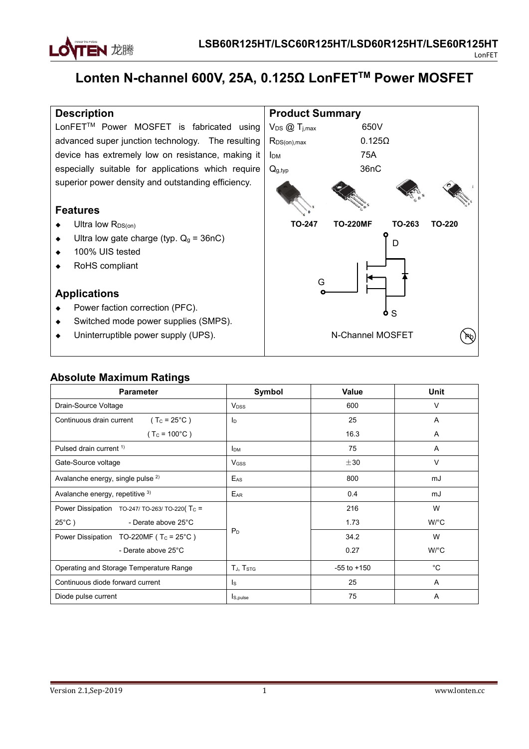# Lonten N-channel 600V, 25A, 0.125Ω LonFET™ Power MOSFET

## Description

LonFET™ Power MOSFET is fabricated using advanced super junction technology. The resulting device has extremely low on resistance, making it especially suitable for applications which require superior power density and outstanding efficiency.

## Features

- Ultra low $R_{DS(on)}$
- Ultra low gate charge (typ. $Q_g$ = 36nC)
- 100% UIS tested
- RoHS compliant

## Applications

- Power faction correction (PFC).
- Switched mode power supplies (SMPS).
- Uninterruptible power supply (UPS).

## Product Summary

| | |
|---|---|
| $V_{DS}$ @ $T_{j,max}$ | 650V |
| $R_{DS(on),max}$ | 0.125Ω |
| $I_{DM}$ | 75A |
| $Q_{g,typ}$ | 36nC |

TO-247 TO-220MF TO-263 TO-220

N-Channel MOSFET

## Absolute Maximum Ratings

| Parameter | Symbol | Value | Unit |
|---|---|---|---|
| Drain-Source Voltage | $V_{DSS}$ | 600 | V |
| Continuous drain current ( $T_C$ = 25°C ) | $I_D$ | 25 | A |
| ( $T_C$ = 100°C ) | | 16.3 | A |
| Pulsed drain current [1] | $I_{DM}$ | 75 | A |
| Gate-Source voltage | $V_{GSS}$ | ±30 | V |
| Avalanche energy, single pulse [2] | $E_{AS}$ | 800 | mJ |
| Avalanche energy, repetitive [3] | $E_{AR}$ | 0.4 | mJ |
| Power Dissipation TO-247/ TO-263/ TO-220( $T_C$ = 25°C ) | $P_D$ | 216 | W |
| - Derate above 25°C | | 1.73 | W/°C |
| Power Dissipation TO-220MF ( $T_C$ = 25°C ) | | 34.2 | W |
| - Derate above 25°C | | 0.27 | W/°C |
| Operating and Storage Temperature Range | $T_J$, $T_{STG}$ | -55 to +150 | °C |
| Continuous diode forward current | $I_S$ | 25 | A |
| Diode pulse current | $I_{S,pulse}$ | 75 | A |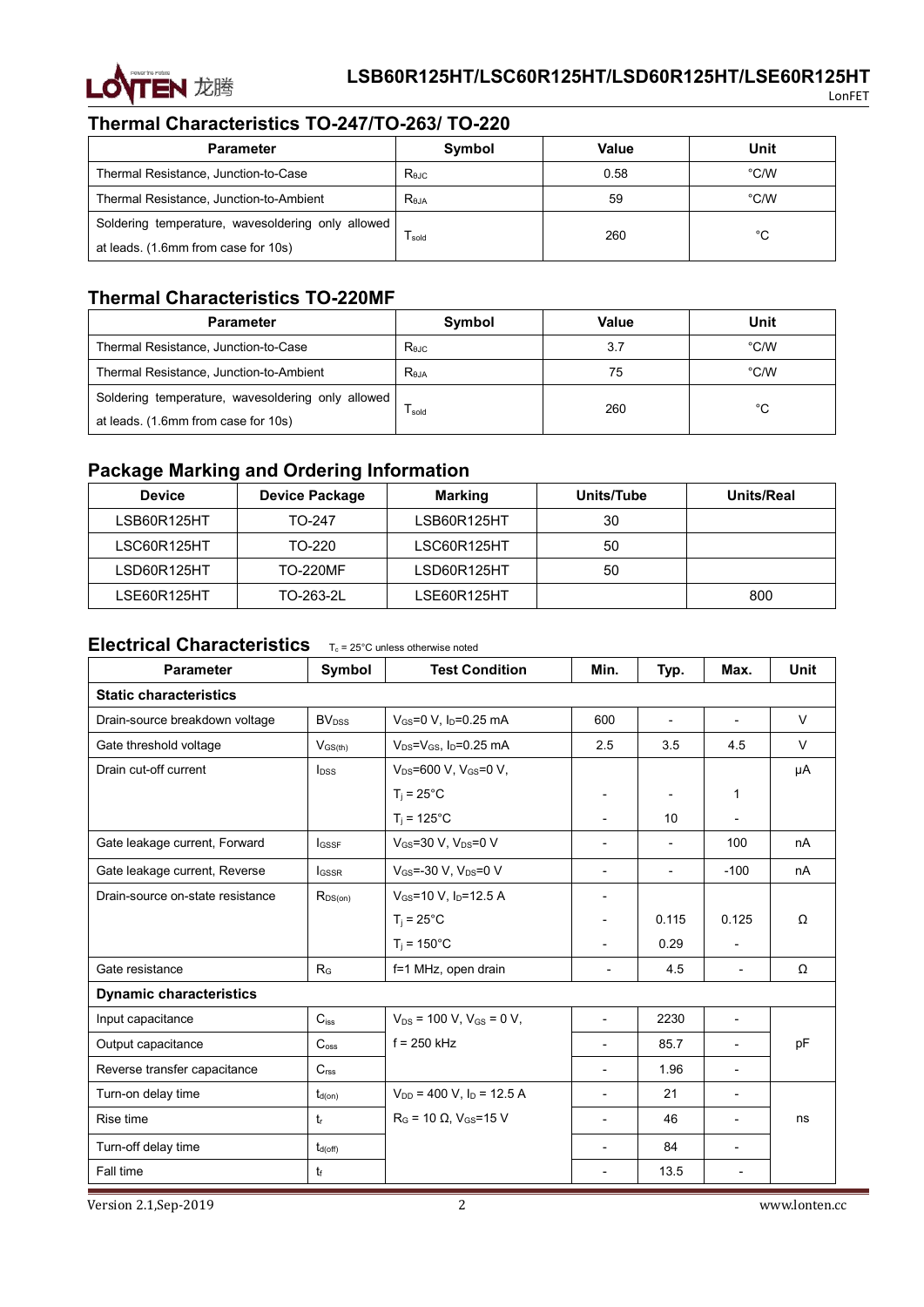## Thermal Characteristics TO-247/TO-263/ TO-220

| Parameter | Symbol | Value | Unit |
|---|---|---|---|
| Thermal Resistance, Junction-to-Case | $R_{θJC}$ | 0.58 | °C/W |
| Thermal Resistance, Junction-to-Ambient | $R_{θJA}$ | 59 | °C/W |
| Soldering temperature, wavesoldering only allowed at leads. (1.6mm from case for 10s) | $T_{sold}$ | 260 | °C |

## Thermal Characteristics TO-220MF

| Parameter | Symbol | Value | Unit |
|---|---|---|---|
| Thermal Resistance, Junction-to-Case | $R_{θJC}$ | 3.7 | °C/W |
| Thermal Resistance, Junction-to-Ambient | $R_{θJA}$ | 75 | °C/W |
| Soldering temperature, wavesoldering only allowed at leads. (1.6mm from case for 10s) | $T_{sold}$ | 260 | °C |

## Package Marking and Ordering Information

| Device | Device Package | Marking | Units/Tube | Units/Real |
|---|---|---|---|---|
| LSB60R125HT | TO-247 | LSB60R125HT | 30 | |
| LSC60R125HT | TO-220 | LSC60R125HT | 50 | |
| LSD60R125HT | TO-220MF | LSD60R125HT | 50 | |
| LSE60R125HT | TO-263-2L | LSE60R125HT | | 800 |

## Electrical Characteristics

$T_c$ = 25°C unless otherwise noted

| Parameter | Symbol | Test Condition | Min. | Typ. | Max. | Unit |
|---|---|---|---|---|---|---|
| **Static characteristics** | | | | | | |
| Drain-source breakdown voltage | $BV_{DSS}$ | $V_{GS}$=0 V, $I_D$=0.25 mA | 600 | - | - | V |
| Gate threshold voltage | $V_{GS(th)}$ | $V_{DS}$=$V_{GS}$, $I_D$=0.25 mA | 2.5 | 3.5 | 4.5 | V |
| Drain cut-off current | $I_{DSS}$ | $V_{DS}$=600 V, $V_{GS}$=0 V, | | | | μA |
| | | $T_j$ = 25°C | - | - | 1 | |
| | | $T_j$ = 125°C | - | 10 | - | |
| Gate leakage current, Forward | $I_{GSSF}$ | $V_{GS}$=30 V, $V_{DS}$=0 V | - | - | 100 | nA |
| Gate leakage current, Reverse | $I_{GSSR}$ | $V_{GS}$=-30 V, $V_{DS}$=0 V | - | - | -100 | nA |
| Drain-source on-state resistance | $R_{DS(on)}$ | $V_{GS}$=10 V, $I_D$=12.5 A | - | | | Ω |
| | | $T_j$ = 25°C | - | 0.115 | 0.125 | |
| | | $T_j$ = 150°C | - | 0.29 | - | |
| Gate resistance | $R_G$ | f=1 MHz, open drain | - | 4.5 | - | Ω |
| **Dynamic characteristics** | | | | | | |
| Input capacitance | $C_{iss}$ | $V_{DS}$ = 100 V, $V_{GS}$ = 0 V, | - | 2230 | - | pF |
| Output capacitance | $C_{oss}$ | f = 250 kHz | - | 85.7 | - | |
| Reverse transfer capacitance | $C_{rss}$ | | - | 1.96 | - | |
| Turn-on delay time | $t_{d(on)}$ | $V_{DD}$ = 400 V, $I_D$ = 12.5 A | - | 21 | - | ns |
| Rise time | $t_r$ | $R_G$ = 10 Ω, $V_{GS}$=15 V | - | 46 | - | |
| Turn-off delay time | $t_{d(off)}$ | | - | 84 | - | |
| Fall time | $t_f$ | | - | 13.5 | - | |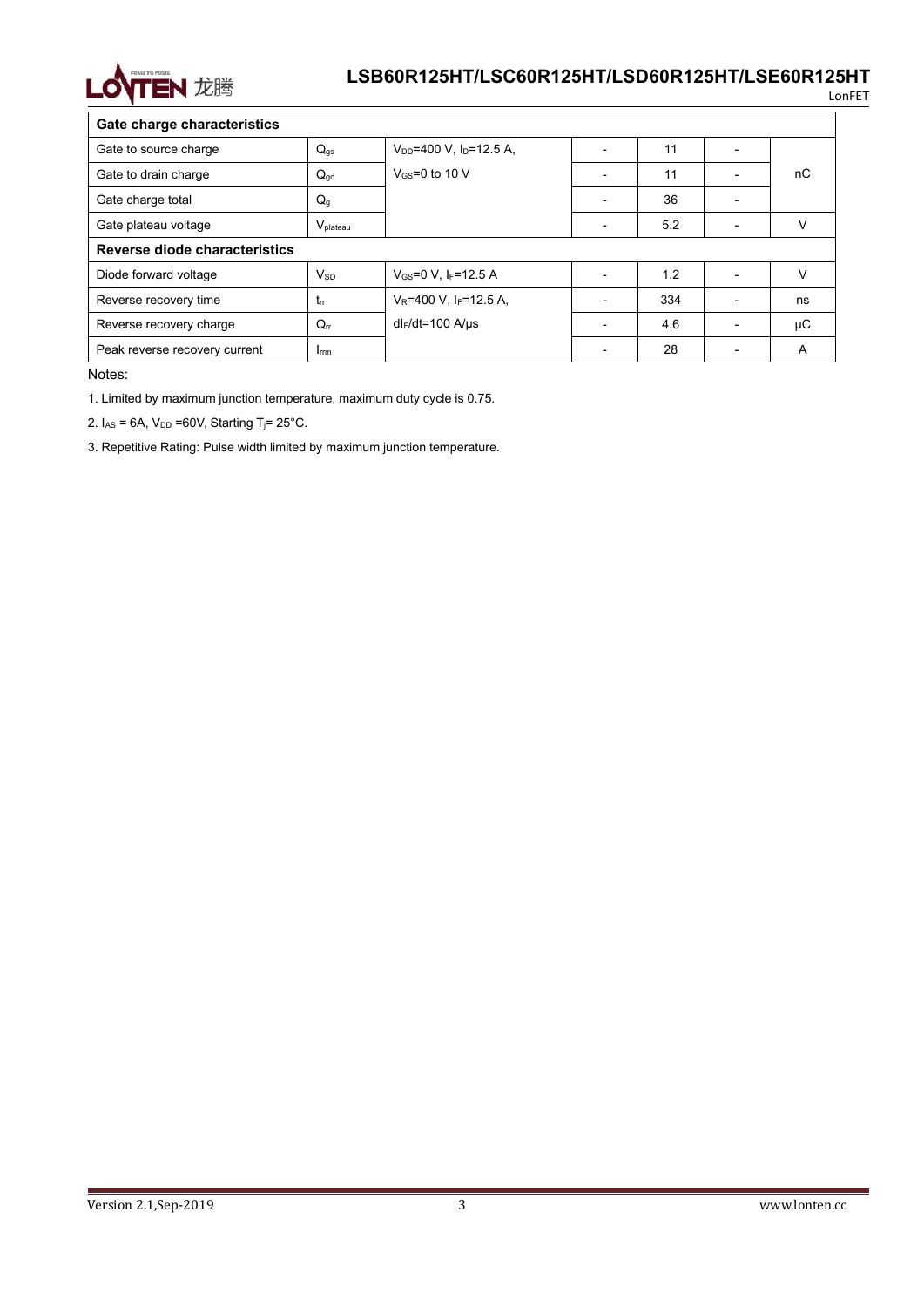| Parameter | Symbol | Test Conditions | Min. | Typ. | Max. | Unit |
|---|---|---|---|---|---|---|
| **Gate charge characteristics** | | | | | | |
| Gate to source charge | $Q_{gs}$ | $V_{DD}$=400 V, $I_D$=12.5 A, $V_{GS}$=0 to 10 V | - | 11 | - | nC |
| Gate to drain charge | $Q_{gd}$ | | - | 11 | - | |
| Gate charge total | $Q_g$ | | - | 36 | - | |
| Gate plateau voltage | $V_{plateau}$ | | - | 5.2 | - | V |
| **Reverse diode characteristics** | | | | | | |
| Diode forward voltage | $V_{SD}$ | $V_{GS}$=0 V, $I_F$=12.5 A | - | 1.2 | - | V |
| Reverse recovery time | $t_{rr}$ | $V_R$=400 V, $I_F$=12.5 A, $dI_F/dt$=100 A/μs | - | 334 | - | ns |
| Reverse recovery charge | $Q_{rr}$ | | - | 4.6 | - | μC |
| Peak reverse recovery current | $I_{rrm}$ | | - | 28 | - | A |

Notes:

1. Limited by maximum junction temperature, maximum duty cycle is 0.75.

2. $I_{AS}$ = 6A, $V_{DD}$ =60V, Starting $T_j$= 25°C.

3. Repetitive Rating: Pulse width limited by maximum junction temperature.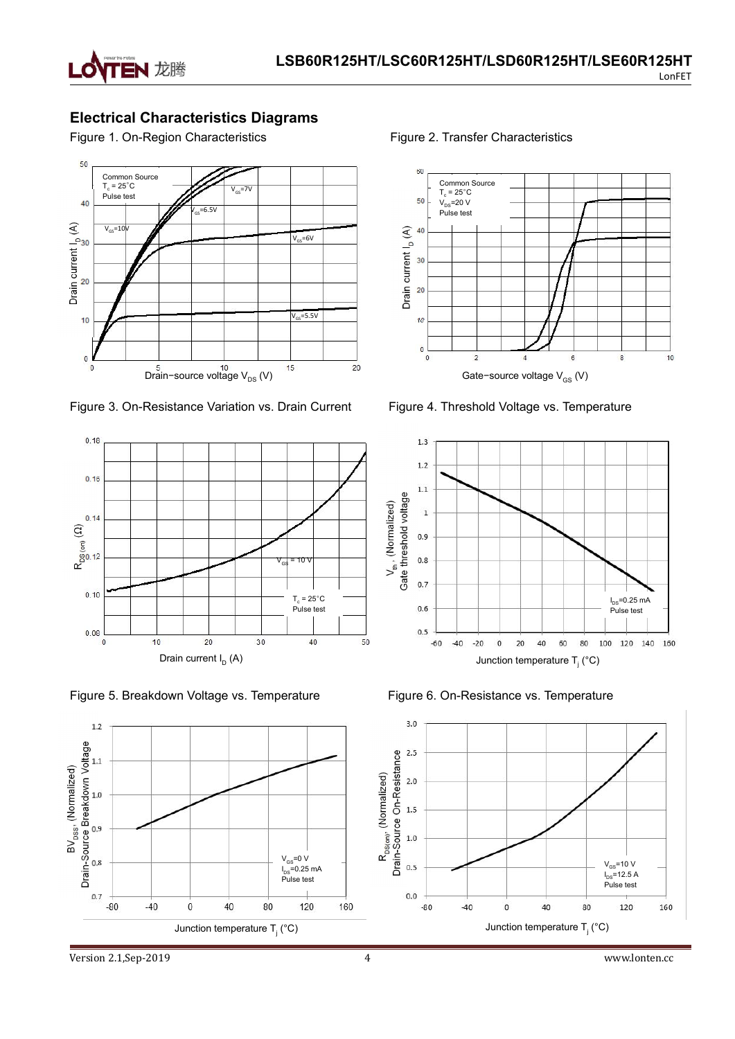## Electrical Characteristics Diagrams

Figure 1. On-Region Characteristics

Figure 2. Transfer Characteristics

Figure 3. On-Resistance Variation vs. Drain Current

Figure 4. Threshold Voltage vs. Temperature

Figure 5. Breakdown Voltage vs. Temperature

Figure 6. On-Resistance vs. Temperature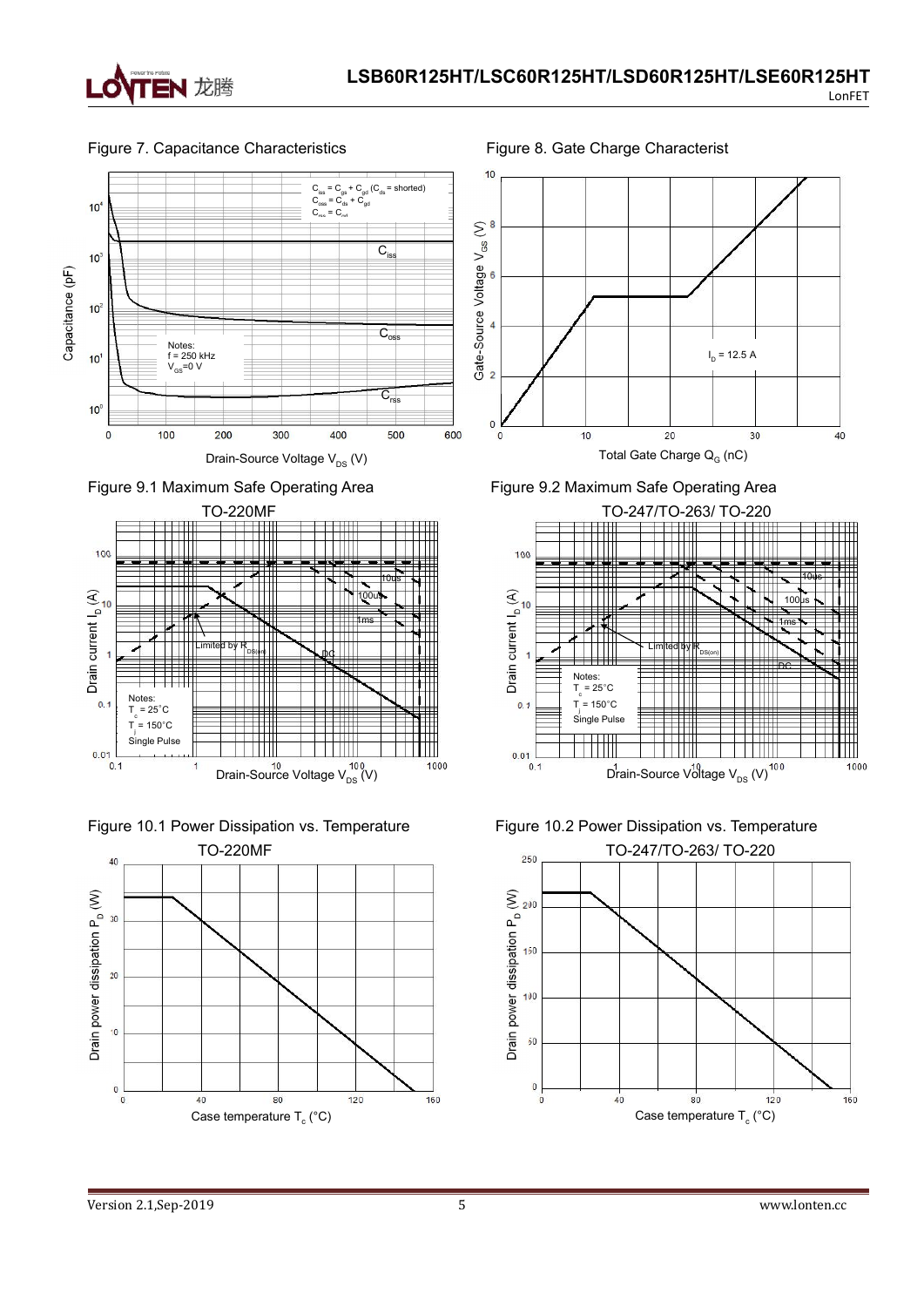Figure 7. Capacitance Characteristics

$C_{iss} = C_{gs} + C_{gd}$ ($C_{ds}$ = shorted)
$C_{oss} = C_{ds} + C_{gd}$
$C_{rss} = C_{gd}$

Notes:
f = 250 kHz
$V_{GS}$=0 V

Capacitance (pF)

Drain-Source Voltage $V_{DS}$ (V)

Figure 8. Gate Charge Characterist

$I_D$ = 12.5 A

Gate-Source Voltage $V_{GS}$ (V)

Total Gate Charge $Q_G$ (nC)

Figure 9.1 Maximum Safe Operating Area

TO-220MF

Limited by $R_{DS(on)}$

Notes:
$T_c$ = 25°C
$T_j$ = 150°C
Single Pulse

Drain current $I_D$ (A)

Drain-Source Voltage $V_{DS}$ (V)

Figure 9.2 Maximum Safe Operating Area

TO-247/TO-263/ TO-220

Limited by $R_{DS(on)}$

Notes:
$T_c$ = 25°C
$T_j$ = 150°C
Single Pulse

Drain current $I_D$ (A)

Drain-Source Voltage $V_{DS}$ (V)

Figure 10.1 Power Dissipation vs. Temperature

TO-220MF

Drain power dissipation $P_D$ (W)

Case temperature $T_c$ (°C)

Figure 10.2 Power Dissipation vs. Temperature

TO-247/TO-263/ TO-220

Drain power dissipation $P_D$ (W)

Case temperature $T_c$ (°C)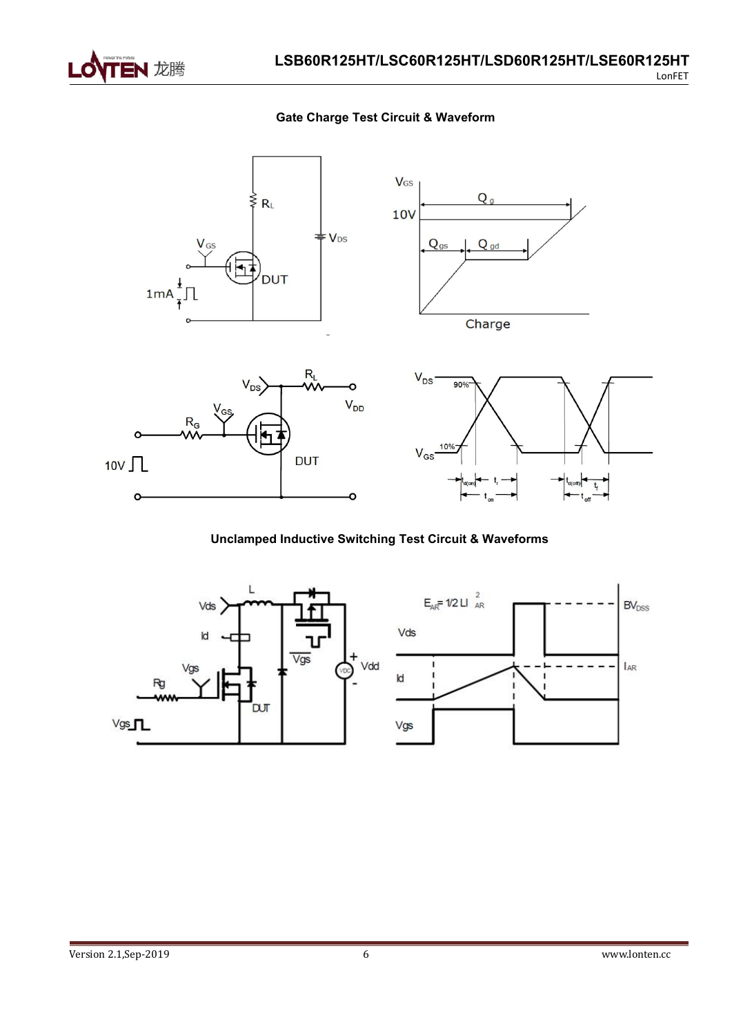## Gate Charge Test Circuit & Waveform

## Unclamped Inductive Switching Test Circuit & Waveforms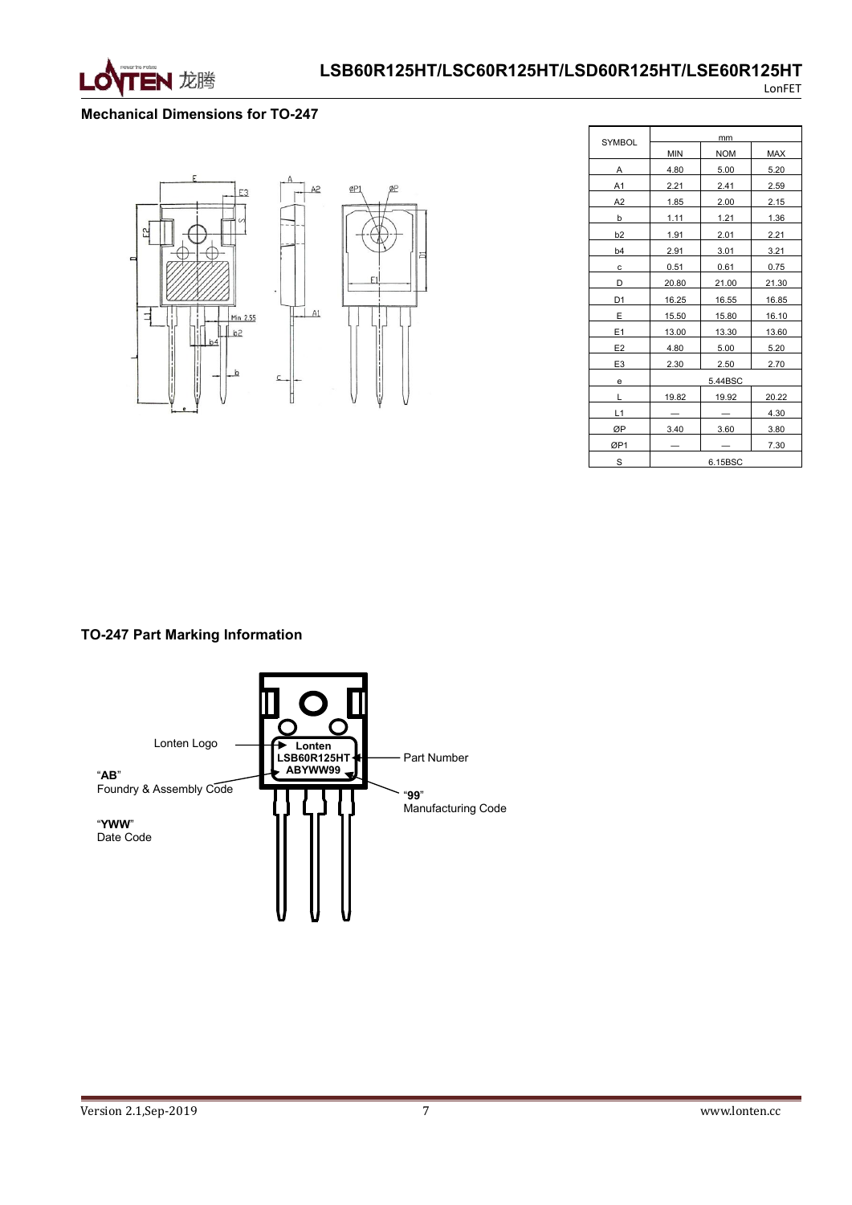## Mechanical Dimensions for TO-247

| SYMBOL | mm | | |
|---|---|---|---|
| | MIN | NOM | MAX |
| A | 4.80 | 5.00 | 5.20 |
| A1 | 2.21 | 2.41 | 2.59 |
| A2 | 1.85 | 2.00 | 2.15 |
| b | 1.11 | 1.21 | 1.36 |
| b2 | 1.91 | 2.01 | 2.21 |
| b4 | 2.91 | 3.01 | 3.21 |
| c | 0.51 | 0.61 | 0.75 |
| D | 20.80 | 21.00 | 21.30 |
| D1 | 16.25 | 16.55 | 16.85 |
| E | 15.50 | 15.80 | 16.10 |
| E1 | 13.00 | 13.30 | 13.60 |
| E2 | 4.80 | 5.00 | 5.20 |
| E3 | 2.30 | 2.50 | 2.70 |
| e | 5.44BSC | | |
| L | 19.82 | 19.92 | 20.22 |
| L1 | — | — | 4.30 |
| ØP | 3.40 | 3.60 | 3.80 |
| ØP1 | — | — | 7.30 |
| S | 6.15BSC | | |

## TO-247 Part Marking Information

Lonten Logo

"**AB**"
Foundry & Assembly Code

"**YWW**"
Date Code

Part Number

"**99**"
Manufacturing Code

Lonten
LSB60R125HT
ABYWW99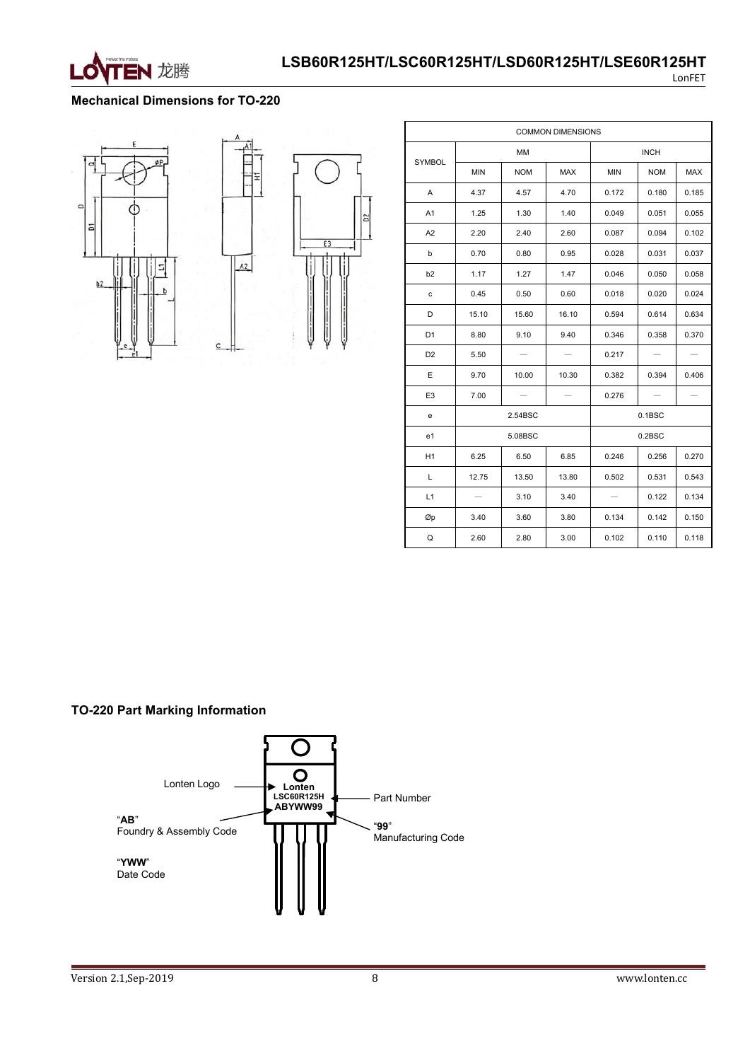## Mechanical Dimensions for TO-220

| SYMBOL | MM | | | INCH | | |
|---|---|---|---|---|---|---|
| | MIN | NOM | MAX | MIN | NOM | MAX |
| A | 4.37 | 4.57 | 4.70 | 0.172 | 0.180 | 0.185 |
| A1 | 1.25 | 1.30 | 1.40 | 0.049 | 0.051 | 0.055 |
| A2 | 2.20 | 2.40 | 2.60 | 0.087 | 0.094 | 0.102 |
| b | 0.70 | 0.80 | 0.95 | 0.028 | 0.031 | 0.037 |
| b2 | 1.17 | 1.27 | 1.47 | 0.046 | 0.050 | 0.058 |
| c | 0.45 | 0.50 | 0.60 | 0.018 | 0.020 | 0.024 |
| D | 15.10 | 15.60 | 16.10 | 0.594 | 0.614 | 0.634 |
| D1 | 8.80 | 9.10 | 9.40 | 0.346 | 0.358 | 0.370 |
| D2 | 5.50 | — | — | 0.217 | — | — |
| E | 9.70 | 10.00 | 10.30 | 0.382 | 0.394 | 0.406 |
| E3 | 7.00 | — | — | 0.276 | — | — |
| e | 2.54BSC | | | 0.1BSC | | |
| e1 | 5.08BSC | | | 0.2BSC | | |
| H1 | 6.25 | 6.50 | 6.85 | 0.246 | 0.256 | 0.270 |
| L | 12.75 | 13.50 | 13.80 | 0.502 | 0.531 | 0.543 |
| L1 | — | 3.10 | 3.40 | — | 0.122 | 0.134 |
| Øp | 3.40 | 3.60 | 3.80 | 0.134 | 0.142 | 0.150 |
| Q | 2.60 | 2.80 | 3.00 | 0.102 | 0.110 | 0.118 |

## TO-220 Part Marking Information

Lonten Logo

"**AB**"
Foundry & Assembly Code

"**YWW**"
Date Code

Lonten
LSC60R125H
ABYWW99

Part Number

"**99**"
Manufacturing Code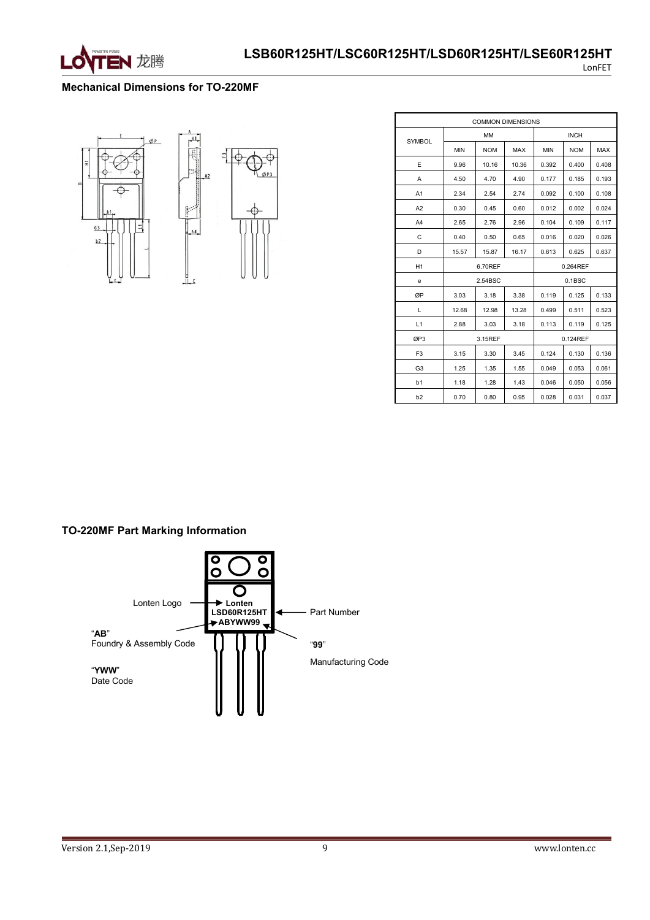## Mechanical Dimensions for TO-220MF

| SYMBOL | COMMON DIMENSIONS | | | | | |
|---|---|---|---|---|---|---|
| | MM | | | INCH | | |
| | MIN | NOM | MAX | MIN | NOM | MAX |
| E | 9.96 | 10.16 | 10.36 | 0.392 | 0.400 | 0.408 |
| A | 4.50 | 4.70 | 4.90 | 0.177 | 0.185 | 0.193 |
| A1 | 2.34 | 2.54 | 2.74 | 0.092 | 0.100 | 0.108 |
| A2 | 0.30 | 0.45 | 0.60 | 0.012 | 0.002 | 0.024 |
| A4 | 2.65 | 2.76 | 2.96 | 0.104 | 0.109 | 0.117 |
| C | 0.40 | 0.50 | 0.65 | 0.016 | 0.020 | 0.026 |
| D | 15.57 | 15.87 | 16.17 | 0.613 | 0.625 | 0.637 |
| H1 | | 6.70REF | | | 0.264REF | |
| e | | 2.54BSC | | | 0.1BSC | |
| ØP | 3.03 | 3.18 | 3.38 | 0.119 | 0.125 | 0.133 |
| L | 12.68 | 12.98 | 13.28 | 0.499 | 0.511 | 0.523 |
| L1 | 2.88 | 3.03 | 3.18 | 0.113 | 0.119 | 0.125 |
| ØP3 | | 3.15REF | | | 0.124REF | |
| F3 | 3.15 | 3.30 | 3.45 | 0.124 | 0.130 | 0.136 |
| G3 | 1.25 | 1.35 | 1.55 | 0.049 | 0.053 | 0.061 |
| b1 | 1.18 | 1.28 | 1.43 | 0.046 | 0.050 | 0.056 |
| b2 | 0.70 | 0.80 | 0.95 | 0.028 | 0.031 | 0.037 |

## TO-220MF Part Marking Information

Lonten Logo → Lonten

Part Number → LSD60R125HT

ABYWW99

"**AB**" Foundry & Assembly Code

"**YWW**" Date Code

"**99**" Manufacturing Code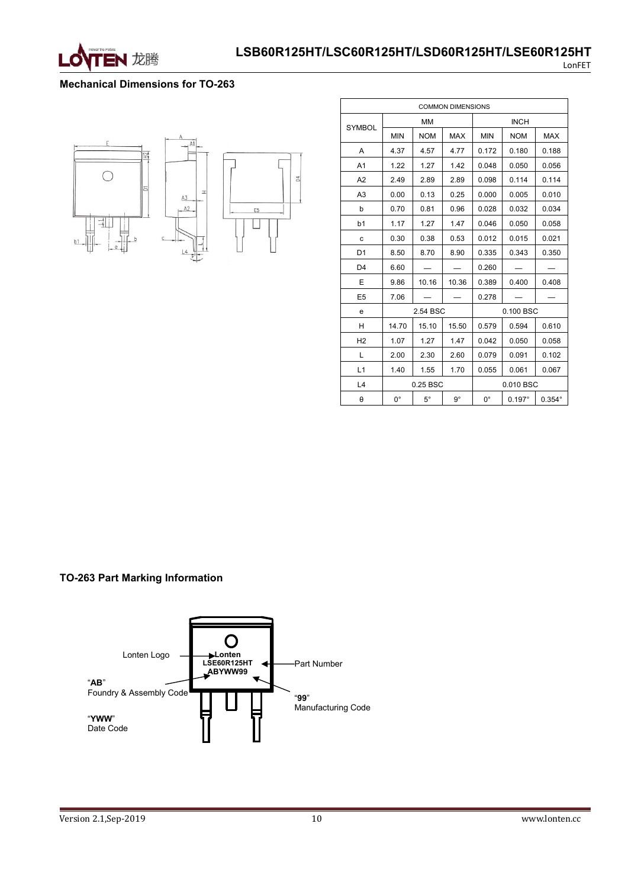## Mechanical Dimensions for TO-263

| SYMBOL | COMMON DIMENSIONS | | | | | |
|---|---|---|---|---|---|---|
| | MM | | | INCH | | |
| | MIN | NOM | MAX | MIN | NOM | MAX |
| A | 4.37 | 4.57 | 4.77 | 0.172 | 0.180 | 0.188 |
| A1 | 1.22 | 1.27 | 1.42 | 0.048 | 0.050 | 0.056 |
| A2 | 2.49 | 2.89 | 2.89 | 0.098 | 0.114 | 0.114 |
| A3 | 0.00 | 0.13 | 0.25 | 0.000 | 0.005 | 0.010 |
| b | 0.70 | 0.81 | 0.96 | 0.028 | 0.032 | 0.034 |
| b1 | 1.17 | 1.27 | 1.47 | 0.046 | 0.050 | 0.058 |
| c | 0.30 | 0.38 | 0.53 | 0.012 | 0.015 | 0.021 |
| D1 | 8.50 | 8.70 | 8.90 | 0.335 | 0.343 | 0.350 |
| D4 | 6.60 | — | — | 0.260 | — | — |
| E | 9.86 | 10.16 | 10.36 | 0.389 | 0.400 | 0.408 |
| E5 | 7.06 | — | — | 0.278 | — | — |
| e | 2.54 BSC | | | 0.100 BSC | | |
| H | 14.70 | 15.10 | 15.50 | 0.579 | 0.594 | 0.610 |
| H2 | 1.07 | 1.27 | 1.47 | 0.042 | 0.050 | 0.058 |
| L | 2.00 | 2.30 | 2.60 | 0.079 | 0.091 | 0.102 |
| L1 | 1.40 | 1.55 | 1.70 | 0.055 | 0.061 | 0.067 |
| L4 | 0.25 BSC | | | 0.010 BSC | | |
| θ | 0° | 5° | 9° | 0° | 0.197° | 0.354° |

## TO-263 Part Marking Information

Lonten Logo — Lonten

Part Number — LSE60R125HT

ABYWW99

"AB" Foundry & Assembly Code

"YWW" Date Code

"99" Manufacturing Code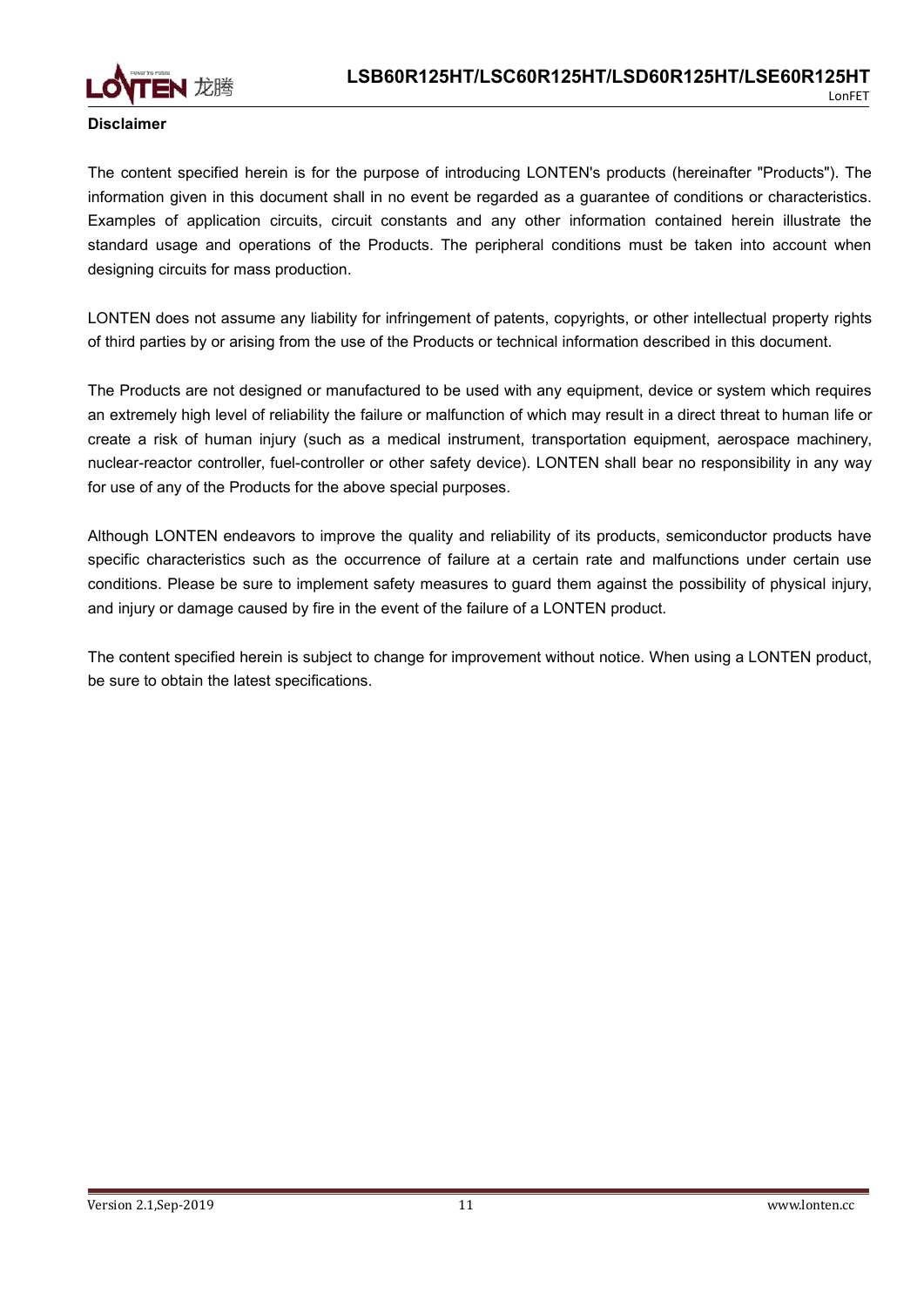## Disclaimer

The content specified herein is for the purpose of introducing LONTEN's products (hereinafter "Products"). The information given in this document shall in no event be regarded as a guarantee of conditions or characteristics. Examples of application circuits, circuit constants and any other information contained herein illustrate the standard usage and operations of the Products. The peripheral conditions must be taken into account when designing circuits for mass production.

LONTEN does not assume any liability for infringement of patents, copyrights, or other intellectual property rights of third parties by or arising from the use of the Products or technical information described in this document.

The Products are not designed or manufactured to be used with any equipment, device or system which requires an extremely high level of reliability the failure or malfunction of which may result in a direct threat to human life or create a risk of human injury (such as a medical instrument, transportation equipment, aerospace machinery, nuclear-reactor controller, fuel-controller or other safety device). LONTEN shall bear no responsibility in any way for use of any of the Products for the above special purposes.

Although LONTEN endeavors to improve the quality and reliability of its products, semiconductor products have specific characteristics such as the occurrence of failure at a certain rate and malfunctions under certain use conditions. Please be sure to implement safety measures to guard them against the possibility of physical injury, and injury or damage caused by fire in the event of the failure of a LONTEN product.

The content specified herein is subject to change for improvement without notice. When using a LONTEN product, be sure to obtain the latest specifications.